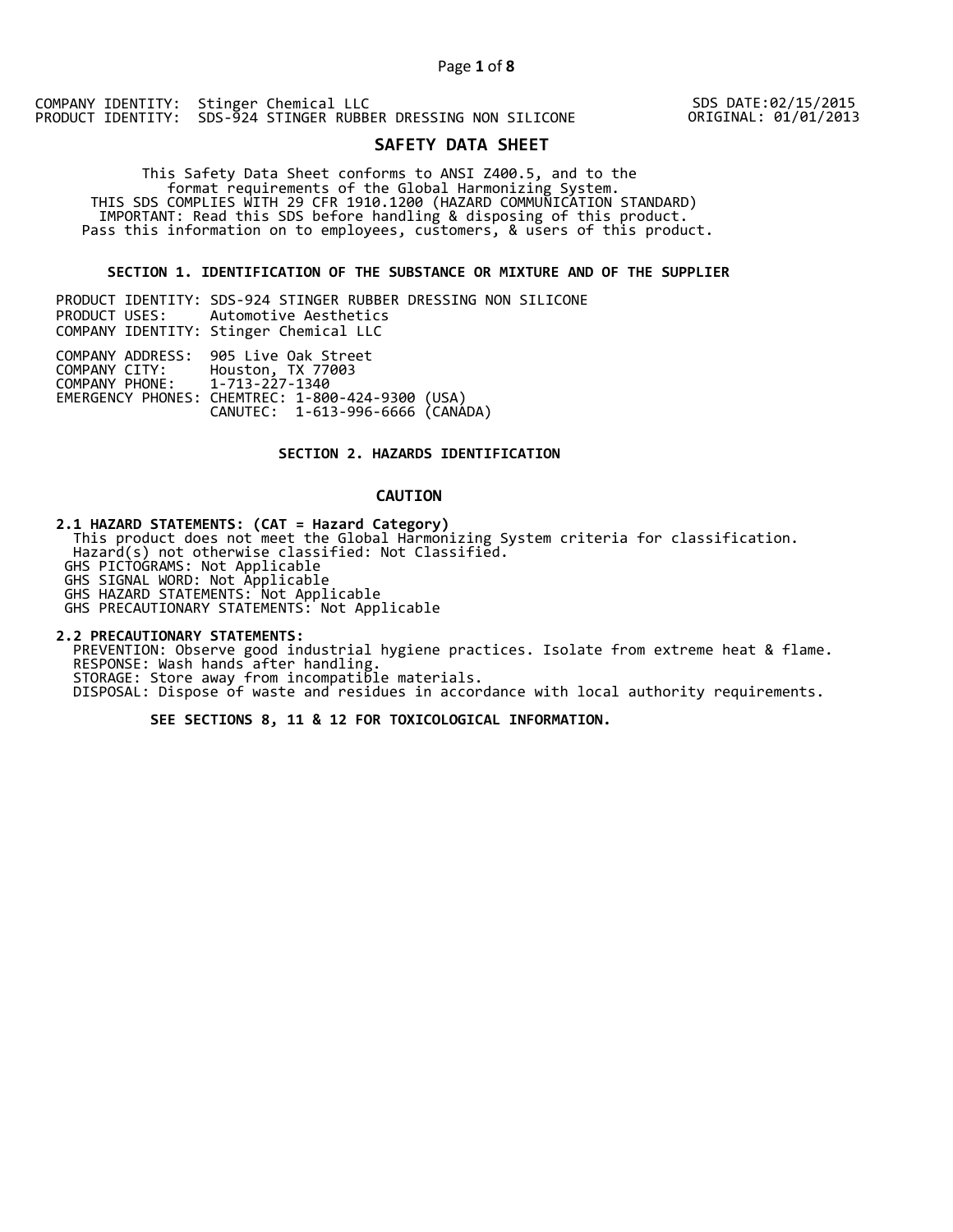COMPANY IDENTITY: Stinger Chemical LLC
PRODUCT IDENTITY: SDS-924 STINGER RUBBER DRESSING NON SILICONE

SDS DATE:02/15/2015
ORIGINAL: 01/01/2013

# SAFETY DATA SHEET

This Safety Data Sheet conforms to ANSI Z400.5, and to the format requirements of the Global Harmonizing System.
THIS SDS COMPLIES WITH 29 CFR 1910.1200 (HAZARD COMMUNICATION STANDARD)
IMPORTANT: Read this SDS before handling & disposing of this product.
Pass this information on to employees, customers, & users of this product.

## SECTION 1. IDENTIFICATION OF THE SUBSTANCE OR MIXTURE AND OF THE SUPPLIER

PRODUCT IDENTITY: SDS-924 STINGER RUBBER DRESSING NON SILICONE
PRODUCT USES: Automotive Aesthetics
COMPANY IDENTITY: Stinger Chemical LLC

COMPANY ADDRESS: 905 Live Oak Street
COMPANY CITY: Houston, TX 77003
COMPANY PHONE: 1-713-227-1340
EMERGENCY PHONES: CHEMTREC: 1-800-424-9300 (USA)
CANUTEC: 1-613-996-6666 (CANADA)

## SECTION 2. HAZARDS IDENTIFICATION

**CAUTION**

**2.1 HAZARD STATEMENTS: (CAT = Hazard Category)**
This product does not meet the Global Harmonizing System criteria for classification.
Hazard(s) not otherwise classified: Not Classified.
GHS PICTOGRAMS: Not Applicable
GHS SIGNAL WORD: Not Applicable
GHS HAZARD STATEMENTS: Not Applicable
GHS PRECAUTIONARY STATEMENTS: Not Applicable

**2.2 PRECAUTIONARY STATEMENTS:**
PREVENTION: Observe good industrial hygiene practices. Isolate from extreme heat & flame.
RESPONSE: Wash hands after handling.
STORAGE: Store away from incompatible materials.
DISPOSAL: Dispose of waste and residues in accordance with local authority requirements.

**SEE SECTIONS 8, 11 & 12 FOR TOXICOLOGICAL INFORMATION.**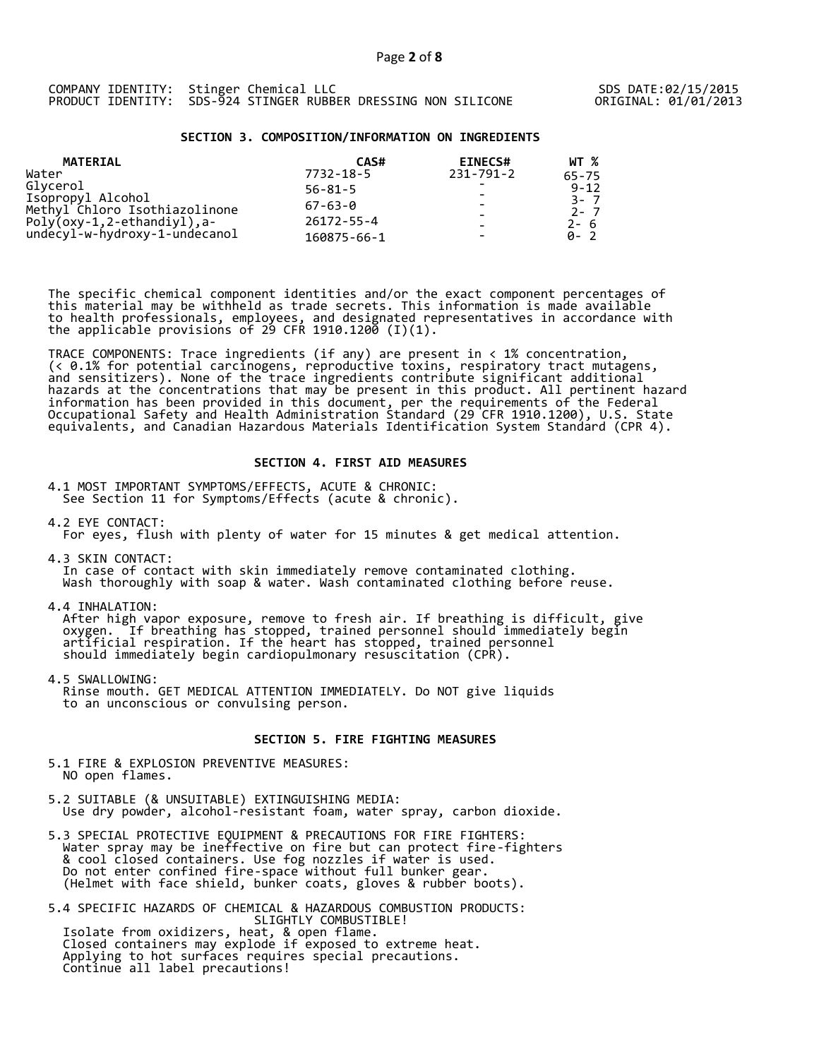## SECTION 3. COMPOSITION/INFORMATION ON INGREDIENTS

| MATERIAL | CAS# | EINECS# | WT % |
|---|---|---|---|
| Water | 7732-18-5 | 231-791-2 | 65-75 |
| Glycerol | 56-81-5 | - | 9-12 |
| Isopropyl Alcohol | | - | 3- 7 |
| Methyl Chloro Isothiazolinone | 67-63-0 | - | 2- 7 |
| Poly(oxy-1,2-ethandiyl),a- | 26172-55-4 | - | 2- 6 |
| undecyl-w-hydroxy-1-undecanol | 160875-66-1 | - | 0- 2 |

The specific chemical component identities and/or the exact component percentages of this material may be withheld as trade secrets. This information is made available to health professionals, employees, and designated representatives in accordance with the applicable provisions of 29 CFR 1910.1200 (I)(1).

TRACE COMPONENTS: Trace ingredients (if any) are present in < 1% concentration, (< 0.1% for potential carcinogens, reproductive toxins, respiratory tract mutagens, and sensitizers). None of the trace ingredients contribute significant additional hazards at the concentrations that may be present in this product. All pertinent hazard information has been provided in this document, per the requirements of the Federal Occupational Safety and Health Administration Standard (29 CFR 1910.1200), U.S. State equivalents, and Canadian Hazardous Materials Identification System Standard (CPR 4).

## SECTION 4. FIRST AID MEASURES

4.1 MOST IMPORTANT SYMPTOMS/EFFECTS, ACUTE & CHRONIC:
See Section 11 for Symptoms/Effects (acute & chronic).

4.2 EYE CONTACT:
For eyes, flush with plenty of water for 15 minutes & get medical attention.

4.3 SKIN CONTACT:
In case of contact with skin immediately remove contaminated clothing. Wash thoroughly with soap & water. Wash contaminated clothing before reuse.

4.4 INHALATION:
After high vapor exposure, remove to fresh air. If breathing is difficult, give oxygen. If breathing has stopped, trained personnel should immediately begin artificial respiration. If the heart has stopped, trained personnel should immediately begin cardiopulmonary resuscitation (CPR).

4.5 SWALLOWING:
Rinse mouth. GET MEDICAL ATTENTION IMMEDIATELY. Do NOT give liquids to an unconscious or convulsing person.

## SECTION 5. FIRE FIGHTING MEASURES

5.1 FIRE & EXPLOSION PREVENTIVE MEASURES:
NO open flames.

5.2 SUITABLE (& UNSUITABLE) EXTINGUISHING MEDIA:
Use dry powder, alcohol-resistant foam, water spray, carbon dioxide.

5.3 SPECIAL PROTECTIVE EQUIPMENT & PRECAUTIONS FOR FIRE FIGHTERS:
Water spray may be ineffective on fire but can protect fire-fighters & cool closed containers. Use fog nozzles if water is used. Do not enter confined fire-space without full bunker gear. (Helmet with face shield, bunker coats, gloves & rubber boots).

5.4 SPECIFIC HAZARDS OF CHEMICAL & HAZARDOUS COMBUSTION PRODUCTS:
SLIGHTLY COMBUSTIBLE!
Isolate from oxidizers, heat, & open flame.
Closed containers may explode if exposed to extreme heat.
Applying to hot surfaces requires special precautions.
Continue all label precautions!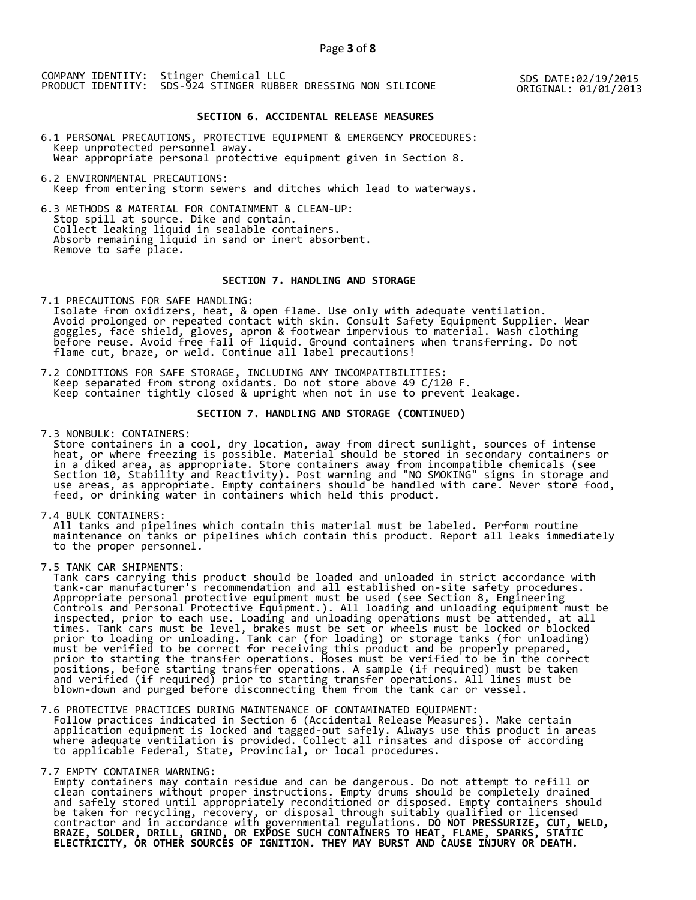COMPANY IDENTITY: Stinger Chemical LLC
PRODUCT IDENTITY: SDS-924 STINGER RUBBER DRESSING NON SILICONE

SDS DATE:02/19/2015
ORIGINAL: 01/01/2013

## SECTION 6. ACCIDENTAL RELEASE MEASURES

6.1 PERSONAL PRECAUTIONS, PROTECTIVE EQUIPMENT & EMERGENCY PROCEDURES:
Keep unprotected personnel away.
Wear appropriate personal protective equipment given in Section 8.

6.2 ENVIRONMENTAL PRECAUTIONS:
Keep from entering storm sewers and ditches which lead to waterways.

6.3 METHODS & MATERIAL FOR CONTAINMENT & CLEAN-UP:
Stop spill at source. Dike and contain.
Collect leaking liquid in sealable containers.
Absorb remaining liquid in sand or inert absorbent.
Remove to safe place.

## SECTION 7. HANDLING AND STORAGE

7.1 PRECAUTIONS FOR SAFE HANDLING:
Isolate from oxidizers, heat, & open flame. Use only with adequate ventilation. Avoid prolonged or repeated contact with skin. Consult Safety Equipment Supplier. Wear goggles, face shield, gloves, apron & footwear impervious to material. Wash clothing before reuse. Avoid free fall of liquid. Ground containers when transferring. Do not flame cut, braze, or weld. Continue all label precautions!

7.2 CONDITIONS FOR SAFE STORAGE, INCLUDING ANY INCOMPATIBILITIES:
Keep separated from strong oxidants. Do not store above 49 C/120 F.
Keep container tightly closed & upright when not in use to prevent leakage.

## SECTION 7. HANDLING AND STORAGE (CONTINUED)

7.3 NONBULK: CONTAINERS:
Store containers in a cool, dry location, away from direct sunlight, sources of intense heat, or where freezing is possible. Material should be stored in secondary containers or in a diked area, as appropriate. Store containers away from incompatible chemicals (see Section 10, Stability and Reactivity). Post warning and "NO SMOKING" signs in storage and use areas, as appropriate. Empty containers should be handled with care. Never store food, feed, or drinking water in containers which held this product.

7.4 BULK CONTAINERS:
All tanks and pipelines which contain this material must be labeled. Perform routine maintenance on tanks or pipelines which contain this product. Report all leaks immediately to the proper personnel.

7.5 TANK CAR SHIPMENTS:
Tank cars carrying this product should be loaded and unloaded in strict accordance with tank-car manufacturer's recommendation and all established on-site safety procedures. Appropriate personal protective equipment must be used (see Section 8, Engineering Controls and Personal Protective Equipment.). All loading and unloading equipment must be inspected, prior to each use. Loading and unloading operations must be attended, at all times. Tank cars must be level, brakes must be set or wheels must be locked or blocked prior to loading or unloading. Tank car (for loading) or storage tanks (for unloading) must be verified to be correct for receiving this product and be properly prepared, prior to starting the transfer operations. Hoses must be verified to be in the correct positions, before starting transfer operations. A sample (if required) must be taken and verified (if required) prior to starting transfer operations. All lines must be blown-down and purged before disconnecting them from the tank car or vessel.

7.6 PROTECTIVE PRACTICES DURING MAINTENANCE OF CONTAMINATED EQUIPMENT:
Follow practices indicated in Section 6 (Accidental Release Measures). Make certain application equipment is locked and tagged-out safely. Always use this product in areas where adequate ventilation is provided. Collect all rinsates and dispose of according to applicable Federal, State, Provincial, or local procedures.

7.7 EMPTY CONTAINER WARNING:
Empty containers may contain residue and can be dangerous. Do not attempt to refill or clean containers without proper instructions. Empty drums should be completely drained and safely stored until appropriately reconditioned or disposed. Empty containers should be taken for recycling, recovery, or disposal through suitably qualified or licensed contractor and in accordance with governmental regulations. **DO NOT PRESSURIZE, CUT, WELD, BRAZE, SOLDER, DRILL, GRIND, OR EXPOSE SUCH CONTAINERS TO HEAT, FLAME, SPARKS, STATIC ELECTRICITY, OR OTHER SOURCES OF IGNITION. THEY MAY BURST AND CAUSE INJURY OR DEATH.**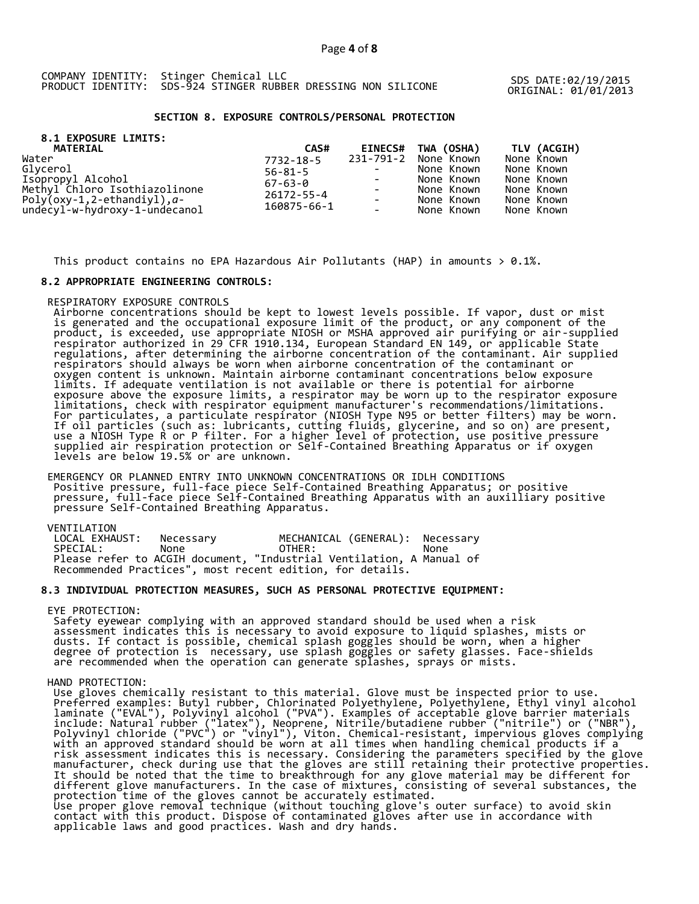COMPANY IDENTITY: Stinger Chemical LLC
PRODUCT IDENTITY: SDS-924 STINGER RUBBER DRESSING NON SILICONE

SDS DATE:02/19/2015
ORIGINAL: 01/01/2013

## SECTION 8. EXPOSURE CONTROLS/PERSONAL PROTECTION

### 8.1 EXPOSURE LIMITS:

| MATERIAL | CAS# | EINECS# | TWA (OSHA) | TLV (ACGIH) |
|---|---|---|---|---|
| Water | 7732-18-5 | 231-791-2 | None Known | None Known |
| Glycerol | 56-81-5 | - | None Known | None Known |
| Isopropyl Alcohol | 67-63-0 | - | None Known | None Known |
| Methyl Chloro Isothiazolinone | 26172-55-4 | - | None Known | None Known |
| Poly(oxy-1,2-ethandiyl),*a*-undecyl-w-hydroxy-1-undecanol | 160875-66-1 | - | None Known | None Known |

This product contains no EPA Hazardous Air Pollutants (HAP) in amounts > 0.1%.

### 8.2 APPROPRIATE ENGINEERING CONTROLS:

RESPIRATORY EXPOSURE CONTROLS
Airborne concentrations should be kept to lowest levels possible. If vapor, dust or mist is generated and the occupational exposure limit of the product, or any component of the product, is exceeded, use appropriate NIOSH or MSHA approved air purifying or air-supplied respirator authorized in 29 CFR 1910.134, European Standard EN 149, or applicable State regulations, after determining the airborne concentration of the contaminant. Air supplied respirators should always be worn when airborne concentration of the contaminant or oxygen content is unknown. Maintain airborne contaminant concentrations below exposure limits. If adequate ventilation is not available or there is potential for airborne exposure above the exposure limits, a respirator may be worn up to the respirator exposure limitations, check with respirator equipment manufacturer's recommendations/limitations. For particulates, a particulate respirator (NIOSH Type N95 or better filters) may be worn. If oil particles (such as: lubricants, cutting fluids, glycerine, and so on) are present, use a NIOSH Type R or P filter. For a higher level of protection, use positive pressure supplied air respiration protection or Self-Contained Breathing Apparatus or if oxygen levels are below 19.5% or are unknown.

EMERGENCY OR PLANNED ENTRY INTO UNKNOWN CONCENTRATIONS OR IDLH CONDITIONS
Positive pressure, full-face piece Self-Contained Breathing Apparatus; or positive pressure, full-face piece Self-Contained Breathing Apparatus with an auxilliary positive pressure Self-Contained Breathing Apparatus.

VENTILATION

| | | | |
|---|---|---|---|
| LOCAL EXHAUST: | Necessary | MECHANICAL (GENERAL): | Necessary |
| SPECIAL: | None | OTHER: | None |

Please refer to ACGIH document, "Industrial Ventilation, A Manual of Recommended Practices", most recent edition, for details.

### 8.3 INDIVIDUAL PROTECTION MEASURES, SUCH AS PERSONAL PROTECTIVE EQUIPMENT:

EYE PROTECTION:
Safety eyewear complying with an approved standard should be used when a risk assessment indicates this is necessary to avoid exposure to liquid splashes, mists or dusts. If contact is possible, chemical splash goggles should be worn, when a higher degree of protection is necessary, use splash goggles or safety glasses. Face-shields are recommended when the operation can generate splashes, sprays or mists.

HAND PROTECTION:
Use gloves chemically resistant to this material. Glove must be inspected prior to use. Preferred examples: Butyl rubber, Chlorinated Polyethylene, Polyethylene, Ethyl vinyl alcohol laminate ("EVAL"), Polyvinyl alcohol ("PVA"). Examples of acceptable glove barrier materials include: Natural rubber ("latex"), Neoprene, Nitrile/butadiene rubber ("nitrile") or ("NBR"), Polyvinyl chloride ("PVC") or "vinyl"), Viton. Chemical-resistant, impervious gloves complying with an approved standard should be worn at all times when handling chemical products if a risk assessment indicates this is necessary. Considering the parameters specified by the glove manufacturer, check during use that the gloves are still retaining their protective properties. It should be noted that the time to breakthrough for any glove material may be different for different glove manufacturers. In the case of mixtures, consisting of several substances, the protection time of the gloves cannot be accurately estimated.
Use proper glove removal technique (without touching glove's outer surface) to avoid skin contact with this product. Dispose of contaminated gloves after use in accordance with applicable laws and good practices. Wash and dry hands.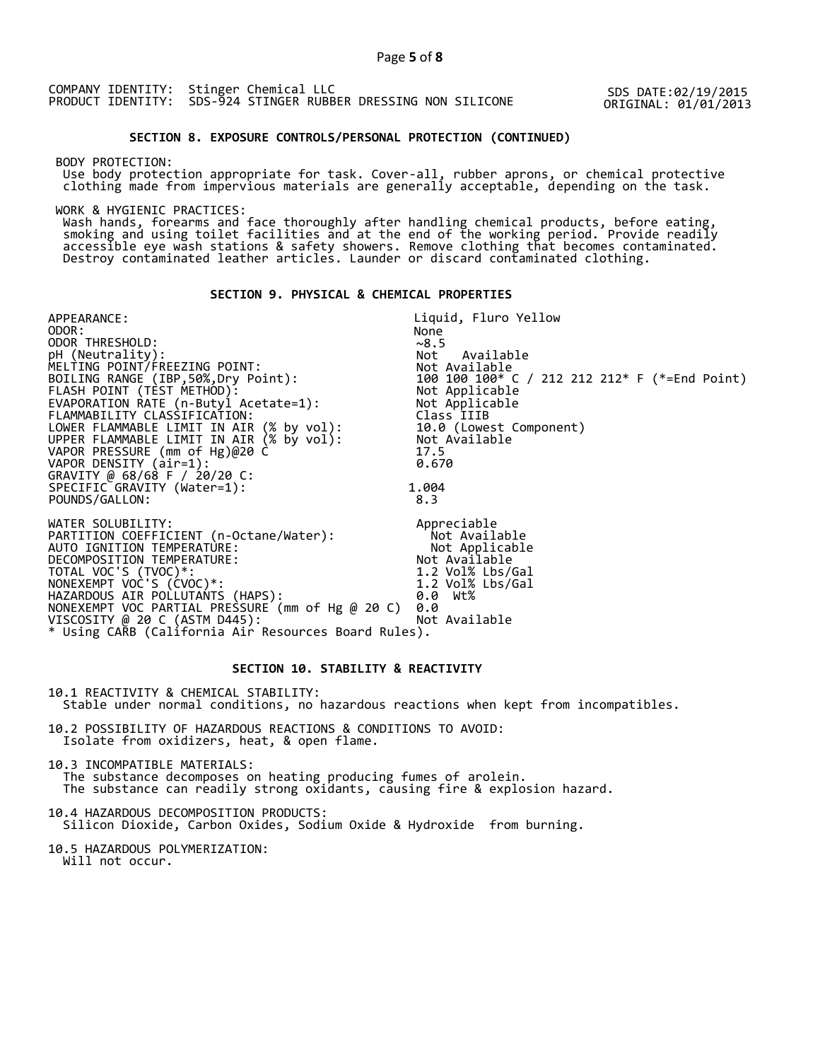COMPANY IDENTITY: Stinger Chemical LLC
PRODUCT IDENTITY: SDS-924 STINGER RUBBER DRESSING NON SILICONE

SDS DATE:02/19/2015
ORIGINAL: 01/01/2013

## SECTION 8. EXPOSURE CONTROLS/PERSONAL PROTECTION (CONTINUED)

BODY PROTECTION:
Use body protection appropriate for task. Cover-all, rubber aprons, or chemical protective clothing made from impervious materials are generally acceptable, depending on the task.

WORK & HYGIENIC PRACTICES:
Wash hands, forearms and face thoroughly after handling chemical products, before eating, smoking and using toilet facilities and at the end of the working period. Provide readily accessible eye wash stations & safety showers. Remove clothing that becomes contaminated. Destroy contaminated leather articles. Launder or discard contaminated clothing.

## SECTION 9. PHYSICAL & CHEMICAL PROPERTIES

| | |
|---|---|
| APPEARANCE: | Liquid, Fluro Yellow |
| ODOR: | None |
| ODOR THRESHOLD: | ~8.5 |
| pH (Neutrality): | Not Available |
| MELTING POINT/FREEZING POINT: | Not Available |
| BOILING RANGE (IBP,50%,Dry Point): | 100 100 100* C / 212 212 212* F (*=End Point) |
| FLASH POINT (TEST METHOD): | Not Applicable |
| EVAPORATION RATE (n-Butyl Acetate=1): | Not Applicable |
| FLAMMABILITY CLASSIFICATION: | Class IIIB |
| LOWER FLAMMABLE LIMIT IN AIR (% by vol): | 10.0 (Lowest Component) |
| UPPER FLAMMABLE LIMIT IN AIR (% by vol): | Not Available |
| VAPOR PRESSURE (mm of Hg)@20 C | 17.5 |
| VAPOR DENSITY (air=1): | 0.670 |
| GRAVITY @ 68/68 F / 20/20 C: | |
| SPECIFIC GRAVITY (Water=1): | 1.004 |
| POUNDS/GALLON: | 8.3 |
| WATER SOLUBILITY: | Appreciable |
| PARTITION COEFFICIENT (n-Octane/Water): | Not Available |
| AUTO IGNITION TEMPERATURE: | Not Applicable |
| DECOMPOSITION TEMPERATURE: | Not Available |
| TOTAL VOC'S (TVOC)*: | 1.2 Vol% Lbs/Gal |
| NONEXEMPT VOC'S (CVOC)*: | 1.2 Vol% Lbs/Gal |
| HAZARDOUS AIR POLLUTANTS (HAPS): | 0.0 Wt% |
| NONEXEMPT VOC PARTIAL PRESSURE (mm of Hg @ 20 C) | 0.0 |
| VISCOSITY @ 20 C (ASTM D445): | Not Available |

* Using CARB (California Air Resources Board Rules).

## SECTION 10. STABILITY & REACTIVITY

10.1 REACTIVITY & CHEMICAL STABILITY:
Stable under normal conditions, no hazardous reactions when kept from incompatibles.

10.2 POSSIBILITY OF HAZARDOUS REACTIONS & CONDITIONS TO AVOID:
Isolate from oxidizers, heat, & open flame.

10.3 INCOMPATIBLE MATERIALS:
The substance decomposes on heating producing fumes of arolein.
The substance can readily strong oxidants, causing fire & explosion hazard.

10.4 HAZARDOUS DECOMPOSITION PRODUCTS:
Silicon Dioxide, Carbon Oxides, Sodium Oxide & Hydroxide from burning.

10.5 HAZARDOUS POLYMERIZATION:
Will not occur.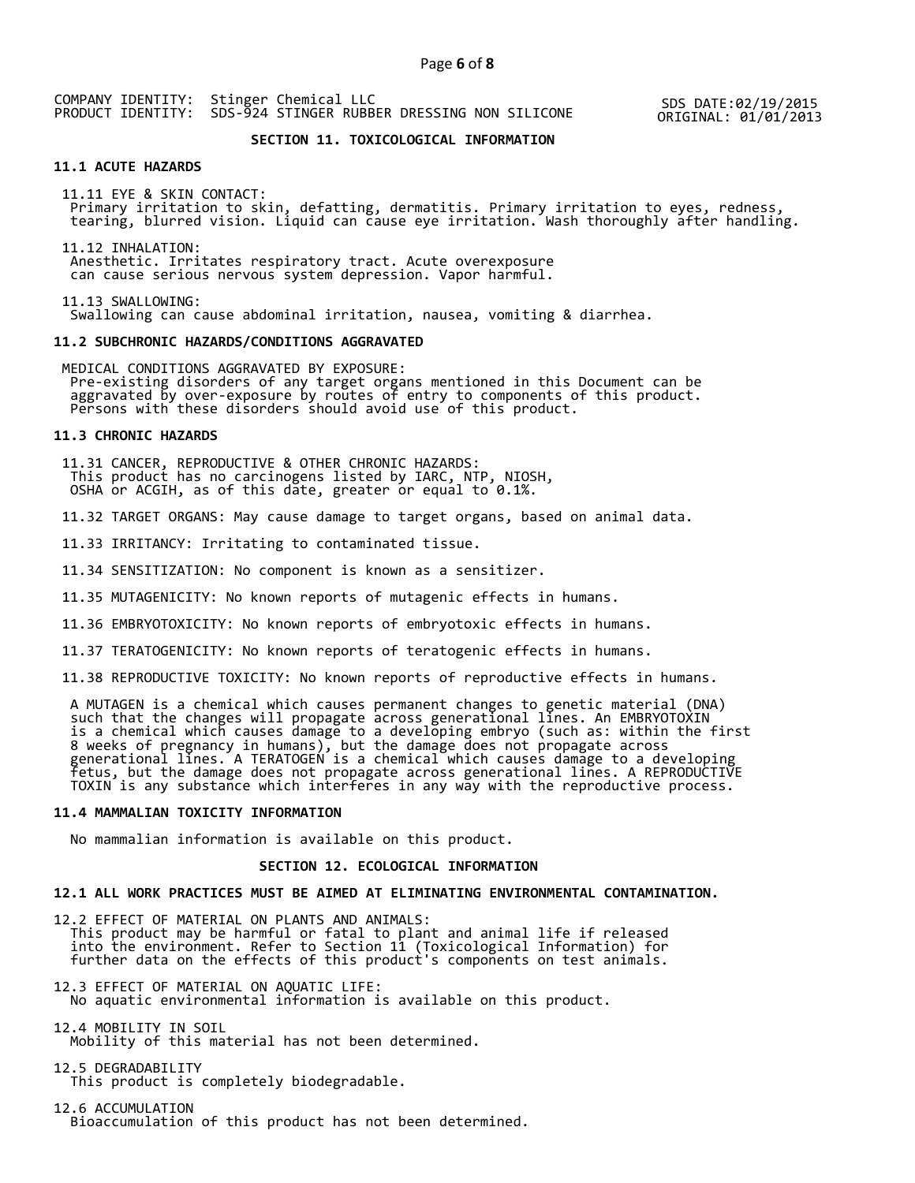COMPANY IDENTITY: Stinger Chemical LLC
PRODUCT IDENTITY: SDS-924 STINGER RUBBER DRESSING NON SILICONE

SDS DATE:02/19/2015
ORIGINAL: 01/01/2013

## SECTION 11. TOXICOLOGICAL INFORMATION

### 11.1 ACUTE HAZARDS

11.11 EYE & SKIN CONTACT:
Primary irritation to skin, defatting, dermatitis. Primary irritation to eyes, redness, tearing, blurred vision. Liquid can cause eye irritation. Wash thoroughly after handling.

11.12 INHALATION:
Anesthetic. Irritates respiratory tract. Acute overexposure can cause serious nervous system depression. Vapor harmful.

11.13 SWALLOWING:
Swallowing can cause abdominal irritation, nausea, vomiting & diarrhea.

### 11.2 SUBCHRONIC HAZARDS/CONDITIONS AGGRAVATED

MEDICAL CONDITIONS AGGRAVATED BY EXPOSURE:
Pre-existing disorders of any target organs mentioned in this Document can be aggravated by over-exposure by routes of entry to components of this product. Persons with these disorders should avoid use of this product.

### 11.3 CHRONIC HAZARDS

11.31 CANCER, REPRODUCTIVE & OTHER CHRONIC HAZARDS:
This product has no carcinogens listed by IARC, NTP, NIOSH, OSHA or ACGIH, as of this date, greater or equal to 0.1%.

11.32 TARGET ORGANS: May cause damage to target organs, based on animal data.

11.33 IRRITANCY: Irritating to contaminated tissue.

11.34 SENSITIZATION: No component is known as a sensitizer.

11.35 MUTAGENICITY: No known reports of mutagenic effects in humans.

11.36 EMBRYOTOXICITY: No known reports of embryotoxic effects in humans.

11.37 TERATOGENICITY: No known reports of teratogenic effects in humans.

11.38 REPRODUCTIVE TOXICITY: No known reports of reproductive effects in humans.

A MUTAGEN is a chemical which causes permanent changes to genetic material (DNA) such that the changes will propagate across generational lines. An EMBRYOTOXIN is a chemical which causes damage to a developing embryo (such as: within the first 8 weeks of pregnancy in humans), but the damage does not propagate across generational lines. A TERATOGEN is a chemical which causes damage to a developing fetus, but the damage does not propagate across generational lines. A REPRODUCTIVE TOXIN is any substance which interferes in any way with the reproductive process.

### 11.4 MAMMALIAN TOXICITY INFORMATION

No mammalian information is available on this product.

## SECTION 12. ECOLOGICAL INFORMATION

### 12.1 ALL WORK PRACTICES MUST BE AIMED AT ELIMINATING ENVIRONMENTAL CONTAMINATION.

12.2 EFFECT OF MATERIAL ON PLANTS AND ANIMALS:
This product may be harmful or fatal to plant and animal life if released into the environment. Refer to Section 11 (Toxicological Information) for further data on the effects of this product's components on test animals.

12.3 EFFECT OF MATERIAL ON AQUATIC LIFE:
No aquatic environmental information is available on this product.

12.4 MOBILITY IN SOIL
Mobility of this material has not been determined.

12.5 DEGRADABILITY
This product is completely biodegradable.

12.6 ACCUMULATION
Bioaccumulation of this product has not been determined.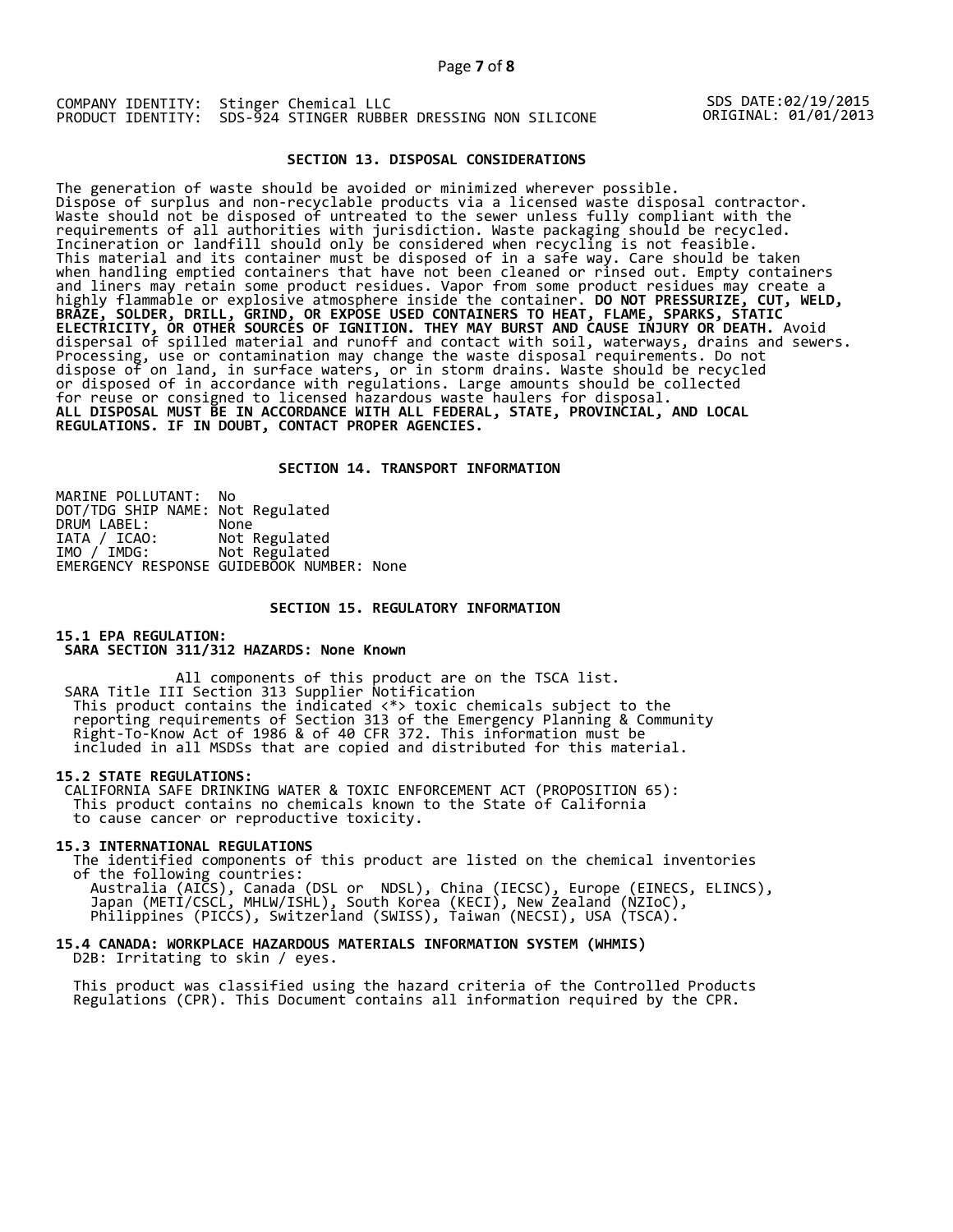COMPANY IDENTITY: Stinger Chemical LLC
PRODUCT IDENTITY: SDS-924 STINGER RUBBER DRESSING NON SILICONE

SDS DATE:02/19/2015
ORIGINAL: 01/01/2013

## SECTION 13. DISPOSAL CONSIDERATIONS

The generation of waste should be avoided or minimized wherever possible. Dispose of surplus and non-recyclable products via a licensed waste disposal contractor. Waste should not be disposed of untreated to the sewer unless fully compliant with the requirements of all authorities with jurisdiction. Waste packaging should be recycled. Incineration or landfill should only be considered when recycling is not feasible. This material and its container must be disposed of in a safe way. Care should be taken when handling emptied containers that have not been cleaned or rinsed out. Empty containers and liners may retain some product residues. Vapor from some product residues may create a highly flammable or explosive atmosphere inside the container. **DO NOT PRESSURIZE, CUT, WELD, BRAZE, SOLDER, DRILL, GRIND, OR EXPOSE USED CONTAINERS TO HEAT, FLAME, SPARKS, STATIC ELECTRICITY, OR OTHER SOURCES OF IGNITION. THEY MAY BURST AND CAUSE INJURY OR DEATH.** Avoid dispersal of spilled material and runoff and contact with soil, waterways, drains and sewers. Processing, use or contamination may change the waste disposal requirements. Do not dispose of on land, in surface waters, or in storm drains. Waste should be recycled or disposed of in accordance with regulations. Large amounts should be collected for reuse or consigned to licensed hazardous waste haulers for disposal.
**ALL DISPOSAL MUST BE IN ACCORDANCE WITH ALL FEDERAL, STATE, PROVINCIAL, AND LOCAL REGULATIONS. IF IN DOUBT, CONTACT PROPER AGENCIES.**

## SECTION 14. TRANSPORT INFORMATION

MARINE POLLUTANT: No
DOT/TDG SHIP NAME: Not Regulated
DRUM LABEL: None
IATA / ICAO: Not Regulated
IMO / IMDG: Not Regulated
EMERGENCY RESPONSE GUIDEBOOK NUMBER: None

## SECTION 15. REGULATORY INFORMATION

### 15.1 EPA REGULATION:
**SARA SECTION 311/312 HAZARDS: None Known**

All components of this product are on the TSCA list.
SARA Title III Section 313 Supplier Notification
This product contains the indicated <*> toxic chemicals subject to the reporting requirements of Section 313 of the Emergency Planning & Community Right-To-Know Act of 1986 & of 40 CFR 372. This information must be included in all MSDSs that are copied and distributed for this material.

### 15.2 STATE REGULATIONS:
CALIFORNIA SAFE DRINKING WATER & TOXIC ENFORCEMENT ACT (PROPOSITION 65):
This product contains no chemicals known to the State of California to cause cancer or reproductive toxicity.

### 15.3 INTERNATIONAL REGULATIONS
The identified components of this product are listed on the chemical inventories of the following countries:
Australia (AICS), Canada (DSL or NDSL), China (IECSC), Europe (EINECS, ELINCS), Japan (METI/CSCL, MHLW/ISHL), South Korea (KECI), New Zealand (NZIoC), Philippines (PICCS), Switzerland (SWISS), Taiwan (NECSI), USA (TSCA).

### 15.4 CANADA: WORKPLACE HAZARDOUS MATERIALS INFORMATION SYSTEM (WHMIS)
D2B: Irritating to skin / eyes.

This product was classified using the hazard criteria of the Controlled Products Regulations (CPR). This Document contains all information required by the CPR.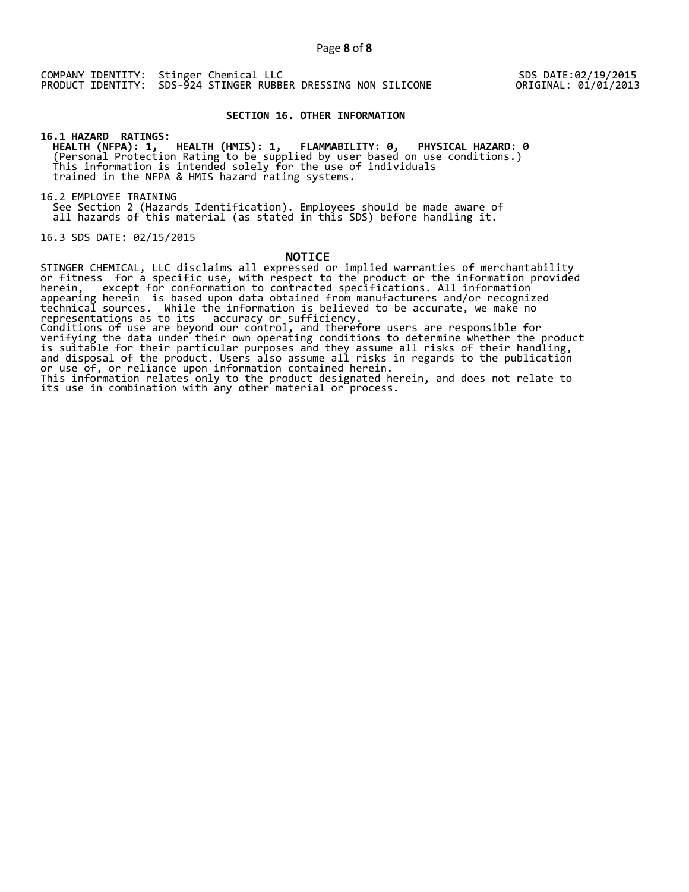COMPANY IDENTITY: Stinger Chemical LLC
PRODUCT IDENTITY: SDS-924 STINGER RUBBER DRESSING NON SILICONE

SDS DATE:02/19/2015
ORIGINAL: 01/01/2013

## SECTION 16. OTHER INFORMATION

**16.1 HAZARD RATINGS:**

**HEALTH (NFPA): 1, HEALTH (HMIS): 1, FLAMMABILITY: 0, PHYSICAL HAZARD: 0**

(Personal Protection Rating to be supplied by user based on use conditions.)
This information is intended solely for the use of individuals trained in the NFPA & HMIS hazard rating systems.

16.2 EMPLOYEE TRAINING

See Section 2 (Hazards Identification). Employees should be made aware of all hazards of this material (as stated in this SDS) before handling it.

16.3 SDS DATE: 02/15/2015

**NOTICE**

STINGER CHEMICAL, LLC disclaims all expressed or implied warranties of merchantability or fitness for a specific use, with respect to the product or the information provided herein, except for conformation to contracted specifications. All information appearing herein is based upon data obtained from manufacturers and/or recognized technical sources. While the information is believed to be accurate, we make no representations as to its accuracy or sufficiency.
Conditions of use are beyond our control, and therefore users are responsible for verifying the data under their own operating conditions to determine whether the product is suitable for their particular purposes and they assume all risks of their handling, and disposal of the product. Users also assume all risks in regards to the publication or use of, or reliance upon information contained herein.
This information relates only to the product designated herein, and does not relate to its use in combination with any other material or process.